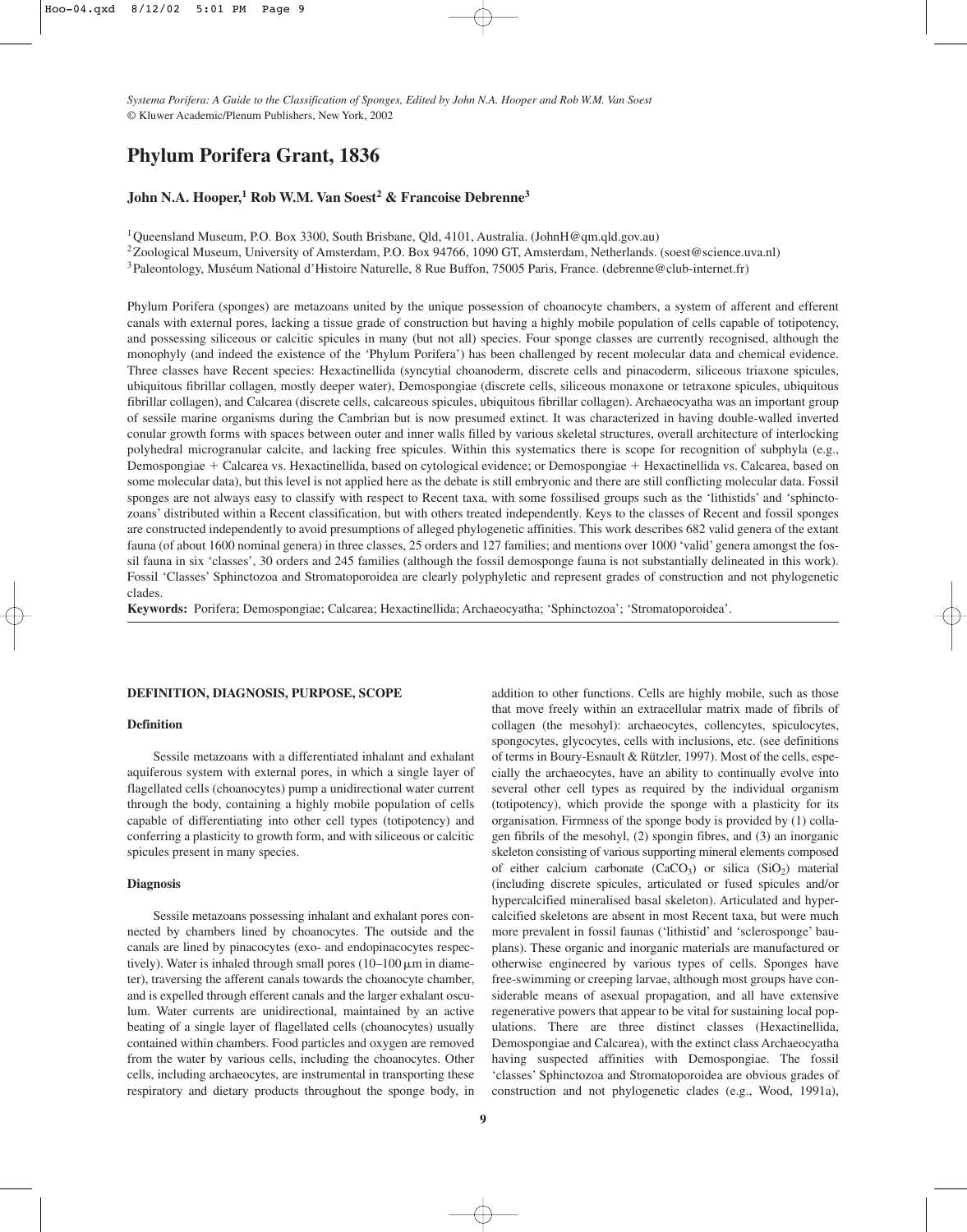*Systema Porifera: A Guide to the Classification of Sponges, Edited by John N.A. Hooper and Rob W.M. Van Soest*
© Kluwer Academic/Plenum Publishers, New York, 2002

# Phylum Porifera Grant, 1836

## John N.A. Hooper,[1] Rob W.M. Van Soest[2] & Francoise Debrenne[3]

[1] Queensland Museum, P.O. Box 3300, South Brisbane, Qld, 4101, Australia. (JohnH@qm.qld.gov.au)
[2] Zoological Museum, University of Amsterdam, P.O. Box 94766, 1090 GT, Amsterdam, Netherlands. (soest@science.uva.nl)
[3] Paleontology, Muséum National d'Histoire Naturelle, 8 Rue Buffon, 75005 Paris, France. (debrenne@club-internet.fr)

Phylum Porifera (sponges) are metazoans united by the unique possession of choanocyte chambers, a system of afferent and efferent canals with external pores, lacking a tissue grade of construction but having a highly mobile population of cells capable of totipotency, and possessing siliceous or calcitic spicules in many (but not all) species. Four sponge classes are currently recognised, although the monophyly (and indeed the existence of the 'Phylum Porifera') has been challenged by recent molecular data and chemical evidence. Three classes have Recent species: Hexactinellida (syncytial choanoderm, discrete cells and pinacoderm, siliceous triaxone spicules, ubiquitous fibrillar collagen, mostly deeper water), Demospongiae (discrete cells, siliceous monaxone or tetraxone spicules, ubiquitous fibrillar collagen), and Calcarea (discrete cells, calcareous spicules, ubiquitous fibrillar collagen). Archaeocyatha was an important group of sessile marine organisms during the Cambrian but is now presumed extinct. It was characterized in having double-walled inverted conular growth forms with spaces between outer and inner walls filled by various skeletal structures, overall architecture of interlocking polyhedral micrognanular calcite, and lacking free spicules. Within this systematics there is scope for recognition of subphyla (e.g., Demospongiae + Calcarea vs. Hexactinellida, based on cytological evidence; or Demospongiae + Hexactinellida vs. Calcarea, based on some molecular data), but this level is not applied here as the debate is still embryonic and there are still conflicting molecular data. Fossil sponges are not always easy to classify with respect to Recent taxa, with some fossilised groups such as the 'lithistids' and 'sphinctozoans' distributed within a Recent classification, but with others treated independently. Keys to the classes of Recent and fossil sponges are constructed independently to avoid presumptions of alleged phylogenetic affinities. This work describes 682 valid genera of the extant fauna (of about 1600 nominal genera) in three classes, 25 orders and 127 families; and mentions over 1000 'valid' genera amongst the fossil fauna in six 'classes', 30 orders and 245 families (although the fossil demosponge fauna is not substantially delineated in this work). Fossil 'Classes' Sphinctozoa and Stromatoporoidea are clearly polyphyletic and represent grades of construction and not phylogenetic clades.

**Keywords:** Porifera; Demospongiae; Calcarea; Hexactinellida; Archaeocyatha; 'Sphinctozoa'; 'Stromatoporoidea'.

### DEFINITION, DIAGNOSIS, PURPOSE, SCOPE

#### Definition

Sessile metazoans with a differentiated inhalant and exhalant aquiferous system with external pores, in which a single layer of flagellated cells (choanocytes) pump a unidirectional water current through the body, containing a highly mobile population of cells capable of differentiating into other cell types (totipotency) and conferring a plasticity to growth form, and with siliceous or calcitic spicules present in many species.

#### Diagnosis

Sessile metazoans possessing inhalant and exhalant pores connected by chambers lined by choanocytes. The outside and the canals are lined by pinacocytes (exo- and endopinacocytes respectively). Water is inhaled through small pores (10–100 µm in diameter), traversing the afferent canals towards the choanocyte chamber, and is expelled through efferent canals and the larger exhalant osculum. Water currents are unidirectional, maintained by an active beating of a single layer of flagellated cells (choanocytes) usually contained within chambers. Food particles and oxygen are removed from the water by various cells, including the choanocytes. Other cells, including archaeocytes, are instrumental in transporting these respiratory and dietary products throughout the sponge body, in addition to other functions. Cells are highly mobile, such as those that move freely within an extracellular matrix made of fibrils of collagen (the mesohyl): archaeocytes, collencytes, spiculocytes, spongocytes, glycocytes, cells with inclusions, etc. (see definitions of terms in Boury-Esnault & Rützler, 1997). Most of the cells, especially the archaeocytes, have an ability to continually evolve into several other cell types as required by the individual organism (totipotency), which provide the sponge with a plasticity for its organisation. Firmness of the sponge body is provided by (1) collagen fibrils of the mesohyl, (2) spongin fibres, and (3) an inorganic skeleton consisting of various supporting mineral elements composed of either calcium carbonate ($CaCO_3$) or silica ($SiO_2$) material (including discrete spicules, articulated or fused spicules and/or hypercalcified mineralised basal skeleton). Articulated and hypercalcified skeletons are absent in most Recent taxa, but were much more prevalent in fossil faunas ('lithistid' and 'sclerosponge' bauplans). These organic and inorganic materials are manufactured or otherwise engineered by various types of cells. Sponges have free-swimming or creeping larvae, although most groups have considerable means of asexual propagation, and all have extensive regenerative powers that appear to be vital for sustaining local populations. There are three distinct classes (Hexactinellida, Demospongiae and Calcarea), with the extinct class Archaeocyatha having suspected affinities with Demospongiae. The fossil 'classes' Sphinctozoa and Stromatoporoidea are obvious grades of construction and not phylogenetic clades (e.g., Wood, 1991a),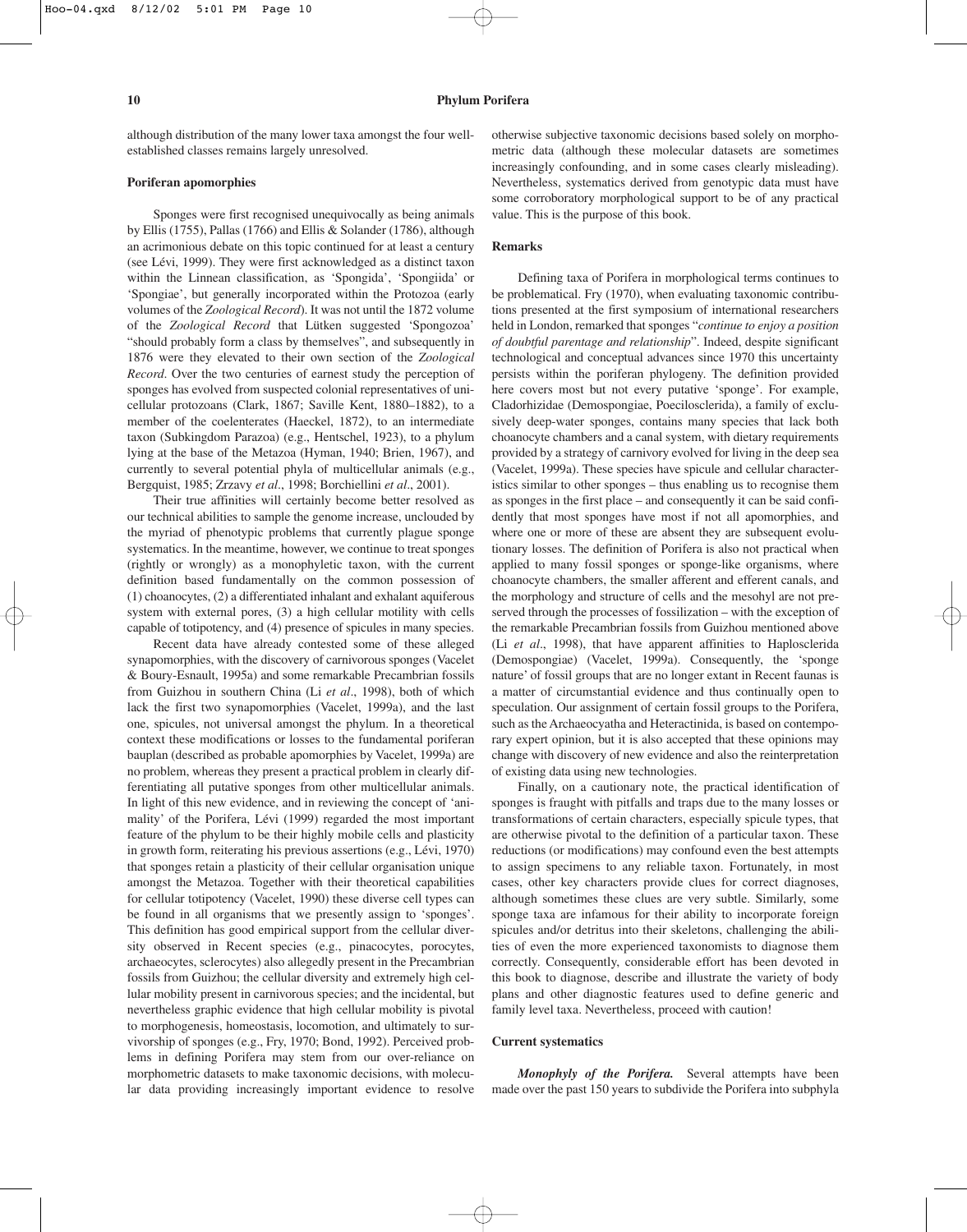although distribution of the many lower taxa amongst the four well-established classes remains largely unresolved.

### Poriferan apomorphies

Sponges were first recognised unequivocally as being animals by Ellis (1755), Pallas (1766) and Ellis & Solander (1786), although an acrimonious debate on this topic continued for at least a century (see Lévi, 1999). They were first acknowledged as a distinct taxon within the Linnean classification, as 'Spongida', 'Spongiida' or 'Spongiae', but generally incorporated within the Protozoa (early volumes of the *Zoological Record*). It was not until the 1872 volume of the *Zoological Record* that Lütken suggested 'Spongozoa' "should probably form a class by themselves", and subsequently in 1876 were they elevated to their own section of the *Zoological Record*. Over the two centuries of earnest study the perception of sponges has evolved from suspected colonial representatives of unicellular protozoans (Clark, 1867; Saville Kent, 1880–1882), to a member of the coelenterates (Haeckel, 1872), to an intermediate taxon (Subkingdom Parazoa) (e.g., Hentschel, 1923), to a phylum lying at the base of the Metazoa (Hyman, 1940; Brien, 1967), and currently to several potential phyla of multicellular animals (e.g., Bergquist, 1985; Zrzavy *et al*., 1998; Borchiellini *et al*., 2001).

Their true affinities will certainly become better resolved as our technical abilities to sample the genome increase, unclouded by the myriad of phenotypic problems that currently plague sponge systematics. In the meantime, however, we continue to treat sponges (rightly or wrongly) as a monophyletic taxon, with the current definition based fundamentally on the common possession of (1) choanocytes, (2) a differentiated inhalant and exhalant aquiferous system with external pores, (3) a high cellular motility with cells capable of totipotency, and (4) presence of spicules in many species.

Recent data have already contested some of these alleged synapomorphies, with the discovery of carnivorous sponges (Vacelet & Boury-Esnault, 1995a) and some remarkable Precambrian fossils from Guizhou in southern China (Li *et al*., 1998), both of which lack the first two synapomorphies (Vacelet, 1999a), and the last one, spicules, not universal amongst the phylum. In a theoretical context these modifications or losses to the fundamental poriferan bauplan (described as probable apomorphies by Vacelet, 1999a) are no problem, whereas they present a practical problem in clearly differentiating all putative sponges from other multicellular animals. In light of this new evidence, and in reviewing the concept of 'animality' of the Porifera, Lévi (1999) regarded the most important feature of the phylum to be their highly mobile cells and plasticity in growth form, reiterating his previous assertions (e.g., Lévi, 1970) that sponges retain a plasticity of their cellular organisation unique amongst the Metazoa. Together with their theoretical capabilities for cellular totipotency (Vacelet, 1990) these diverse cell types can be found in all organisms that we presently assign to 'sponges'. This definition has good empirical support from the cellular diversity observed in Recent species (e.g., pinacocytes, porocytes, archaeocytes, sclerocytes) also allegedly present in the Precambrian fossils from Guizhou; the cellular diversity and extremely high cellular mobility present in carnivorous species; and the incidental, but nevertheless graphic evidence that high cellular mobility is pivotal to morphogenesis, homeostasis, locomotion, and ultimately to survivorship of sponges (e.g., Fry, 1970; Bond, 1992). Perceived problems in defining Porifera may stem from our over-reliance on morphometric datasets to make taxonomic decisions, with molecular data providing increasingly important evidence to resolve otherwise subjective taxonomic decisions based solely on morphometric data (although these molecular datasets are sometimes increasingly confounding, and in some cases clearly misleading). Nevertheless, systematics derived from genotypic data must have some corroboratory morphological support to be of any practical value. This is the purpose of this book.

### Remarks

Defining taxa of Porifera in morphological terms continues to be problematical. Fry (1970), when evaluating taxonomic contributions presented at the first symposium of international researchers held in London, remarked that sponges "*continue to enjoy a position of doubtful parentage and relationship*". Indeed, despite significant technological and conceptual advances since 1970 this uncertainty persists within the poriferan phylogeny. The definition provided here covers most but not every putative 'sponge'. For example, Cladorhizidae (Demospongiae, Poecilosclerida), a family of exclusively deep-water sponges, contains many species that lack both choanocyte chambers and a canal system, with dietary requirements provided by a strategy of carnivory evolved for living in the deep sea (Vacelet, 1999a). These species have spicule and cellular characteristics similar to other sponges – thus enabling us to recognise them as sponges in the first place – and consequently it can be said confidently that most sponges have most if not all apomorphies, and where one or more of these are absent they are subsequent evolutionary losses. The definition of Porifera is also not practical when applied to many fossil sponges or sponge-like organisms, where choanocyte chambers, the smaller afferent and efferent canals, and the morphology and structure of cells and the mesohyl are not preserved through the processes of fossilization – with the exception of the remarkable Precambrian fossils from Guizhou mentioned above (Li *et al*., 1998), that have apparent affinities to Haplosclerida (Demospongiae) (Vacelet, 1999a). Consequently, the 'sponge nature' of fossil groups that are no longer extant in Recent faunas is a matter of circumstantial evidence and thus continually open to speculation. Our assignment of certain fossil groups to the Porifera, such as the Archaeocyatha and Heteractinida, is based on contemporary expert opinion, but it is also accepted that these opinions may change with discovery of new evidence and also the reinterpretation of existing data using new technologies.

Finally, on a cautionary note, the practical identification of sponges is fraught with pitfalls and traps due to the many losses or transformations of certain characters, especially spicule types, that are otherwise pivotal to the definition of a particular taxon. These reductions (or modifications) may confound even the best attempts to assign specimens to any reliable taxon. Fortunately, in most cases, other key characters provide clues for correct diagnoses, although sometimes these clues are very subtle. Similarly, some sponge taxa are infamous for their ability to incorporate foreign spicules and/or detritus into their skeletons, challenging the abilities of even the more experienced taxonomists to diagnose them correctly. Consequently, considerable effort has been devoted in this book to diagnose, describe and illustrate the variety of body plans and other diagnostic features used to define generic and family level taxa. Nevertheless, proceed with caution!

### Current systematics

***Monophyly of the Porifera.*** Several attempts have been made over the past 150 years to subdivide the Porifera into subphyla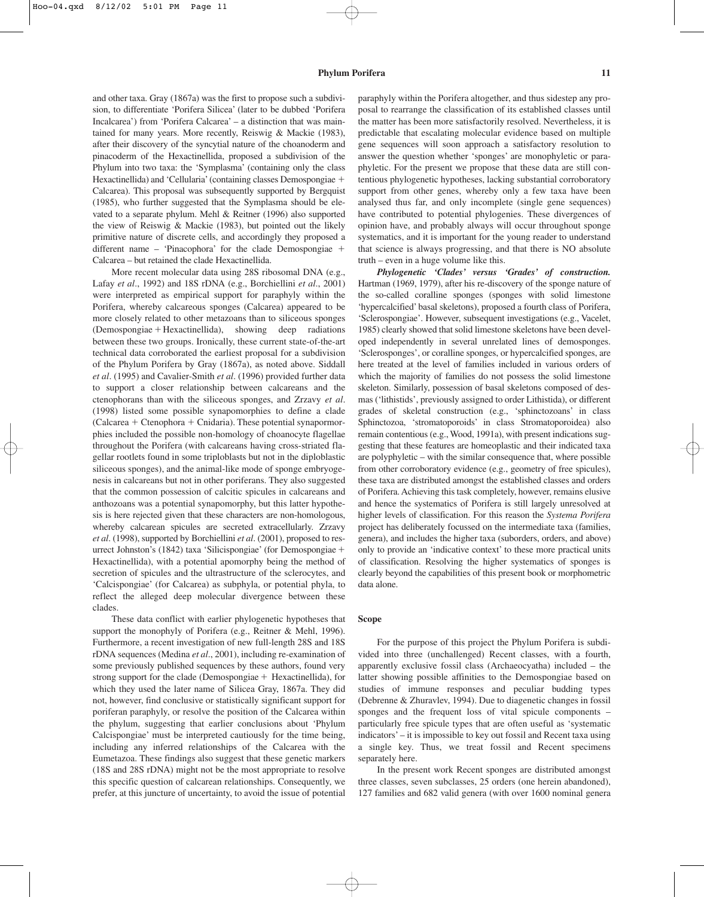and other taxa. Gray (1867a) was the first to propose such a subdivision, to differentiate 'Porifera Silicea' (later to be dubbed 'Porifera Incalcarea') from 'Porifera Calcarea' – a distinction that was maintained for many years. More recently, Reiswig & Mackie (1983), after their discovery of the syncytial nature of the choanoderm and pinacoderm of the Hexactinellida, proposed a subdivision of the Phylum into two taxa: the 'Symplasma' (containing only the class Hexactinellida) and 'Cellularia' (containing classes Demospongiae + Calcarea). This proposal was subsequently supported by Bergquist (1985), who further suggested that the Symplasma should be elevated to a separate phylum. Mehl & Reitner (1996) also supported the view of Reiswig & Mackie (1983), but pointed out the likely primitive nature of discrete cells, and accordingly they proposed a different name – 'Pinacophora' for the clade Demospongiae + Calcarea – but retained the clade Hexactinellida.

More recent molecular data using 28S ribosomal DNA (e.g., Lafay *et al*., 1992) and 18S rDNA (e.g., Borchiellini *et al*., 2001) were interpreted as empirical support for paraphyly within the Porifera, whereby calcareous sponges (Calcarea) appeared to be more closely related to other metazoans than to siliceous sponges (Demospongiae + Hexactinellida), showing deep radiations between these two groups. Ironically, these current state-of-the-art technical data corroborated the earliest proposal for a subdivision of the Phylum Porifera by Gray (1867a), as noted above. Siddall *et al*. (1995) and Cavalier-Smith *et al*. (1996) provided further data to support a closer relationship between calcareans and the ctenophorans than with the siliceous sponges, and Zrzavy *et al*. (1998) listed some possible synapomorphies to define a clade (Calcarea + Ctenophora + Cnidaria). These potential synapormorphies included the possible non-homology of choanocyte flagellae throughout the Porifera (with calcareans having cross-striated flagellar rootlets found in some triploblasts but not in the diploblastic siliceous sponges), and the animal-like mode of sponge embryogenesis in calcareans but not in other poriferans. They also suggested that the common possession of calcitic spicules in calcareans and anthozoans was a potential synapomorphy, but this latter hypothesis is here rejected given that these characters are non-homologous, whereby calcarean spicules are secreted extracellularly. Zrzavy *et al*. (1998), supported by Borchiellini *et al*. (2001), proposed to resurrect Johnston's (1842) taxa 'Silicispongiae' (for Demospongiae + Hexactinellida), with a potential apomorphy being the method of secretion of spicules and the ultrastructure of the sclerocytes, and 'Calcispongiae' (for Calcarea) as subphyla, or potential phyla, to reflect the alleged deep molecular divergence between these clades.

These data conflict with earlier phylogenetic hypotheses that support the monophyly of Porifera (e.g., Reitner & Mehl, 1996). Furthermore, a recent investigation of new full-length 28S and 18S rDNA sequences (Medina *et al*., 2001), including re-examination of some previously published sequences by these authors, found very strong support for the clade (Demospongiae + Hexactinellida), for which they used the later name of Silicea Gray, 1867a. They did not, however, find conclusive or statistically significant support for poriferan paraphyly, or resolve the position of the Calcarea within the phylum, suggesting that earlier conclusions about 'Phylum Calcispongiae' must be interpreted cautiously for the time being, including any inferred relationships of the Calcarea with the Eumetazoa. These findings also suggest that these genetic markers (18S and 28S rDNA) might not be the most appropriate to resolve this specific question of calcarean relationships. Consequently, we prefer, at this juncture of uncertainty, to avoid the issue of potential paraphyly within the Porifera altogether, and thus sidestep any proposal to rearrange the classification of its established classes until the matter has been more satisfactorily resolved. Nevertheless, it is predictable that escalating molecular evidence based on multiple gene sequences will soon approach a satisfactory resolution to answer the question whether 'sponges' are monophyletic or paraphyletic. For the present we propose that these data are still contentious phylogenetic hypotheses, lacking substantial corroboratory support from other genes, whereby only a few taxa have been analysed thus far, and only incomplete (single gene sequences) have contributed to potential phylogenies. These divergences of opinion have, and probably always will occur throughout sponge systematics, and it is important for the young reader to understand that science is always progressing, and that there is NO absolute truth – even in a huge volume like this.

***Phylogenetic 'Clades' versus 'Grades' of construction.*** Hartman (1969, 1979), after his re-discovery of the sponge nature of the so-called coralline sponges (sponges with solid limestone 'hypercalcified' basal skeletons), proposed a fourth class of Porifera, 'Sclerospongiae'. However, subsequent investigations (e.g., Vacelet, 1985) clearly showed that solid limestone skeletons have been developed independently in several unrelated lines of demosponges. 'Sclerosponges', or coralline sponges, or hypercalcified sponges, are here treated at the level of families included in various orders of which the majority of families do not possess the solid limestone skeleton. Similarly, possession of basal skeletons composed of desmas ('lithistids', previously assigned to order Lithistida), or different grades of skeletal construction (e.g., 'sphinctozoans' in class Sphinctozoa, 'stromatoporoids' in class Stromatoporoidea) also remain contentious (e.g., Wood, 1991a), with present indications suggesting that these features are homeoplastic and their indicated taxa are polyphyletic – with the similar consequence that, where possible from other corroboratory evidence (e.g., geometry of free spicules), these taxa are distributed amongst the established classes and orders of Porifera. Achieving this task completely, however, remains elusive and hence the systematics of Porifera is still largely unresolved at higher levels of classification. For this reason the *Systema Porifera* project has deliberately focussed on the intermediate taxa (families, genera), and includes the higher taxa (suborders, orders, and above) only to provide an 'indicative context' to these more practical units of classification. Resolving the higher systematics of sponges is clearly beyond the capabilities of this present book or morphometric data alone.

## Scope

For the purpose of this project the Phylum Porifera is subdivided into three (unchallenged) Recent classes, with a fourth, apparently exclusive fossil class (Archaeocyatha) included – the latter showing possible affinities to the Demospongiae based on studies of immune responses and peculiar budding types (Debrenne & Zhuravlev, 1994). Due to diagenetic changes in fossil sponges and the frequent loss of vital spicule components – particularly free spicule types that are often useful as 'systematic indicators' – it is impossible to key out fossil and Recent taxa using a single key. Thus, we treat fossil and Recent specimens separately here.

In the present work Recent sponges are distributed amongst three classes, seven subclasses, 25 orders (one herein abandoned), 127 families and 682 valid genera (with over 1600 nominal genera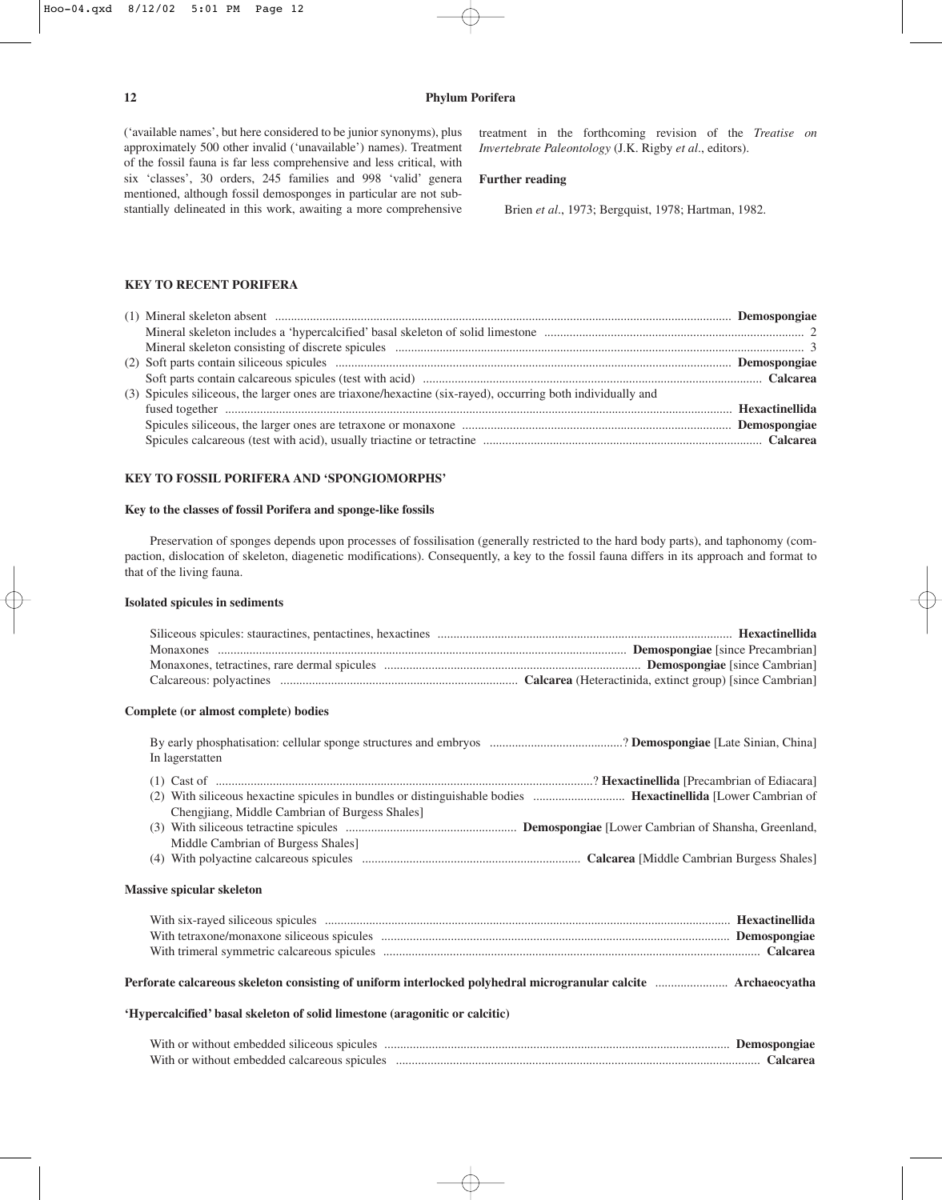('available names', but here considered to be junior synonyms), plus approximately 500 other invalid ('unavailable') names). Treatment of the fossil fauna is far less comprehensive and less critical, with six 'classes', 30 orders, 245 families and 998 'valid' genera mentioned, although fossil demosponges in particular are not substantially delineated in this work, awaiting a more comprehensive treatment in the forthcoming revision of the *Treatise on Invertebrate Paleontology* (J.K. Rigby *et al*., editors).

### Further reading

Brien *et al*., 1973; Bergquist, 1978; Hartman, 1982.

## KEY TO RECENT PORIFERA

(1) Mineral skeleton absent ........ **Demospongiae**
Mineral skeleton includes a 'hypercalcified' basal skeleton of solid limestone ........ 2
Mineral skeleton consisting of discrete spicules ........ 3

(2) Soft parts contain siliceous spicules ........ **Demospongiae**
Soft parts contain calcareous spicules (test with acid) ........ **Calcarea**

(3) Spicules siliceous, the larger ones are triaxone/hexactine (six-rayed), occurring both individually and fused together ........ **Hexactinellida**
Spicules siliceous, the larger ones are tetraxone or monaxone ........ **Demospongiae**
Spicules calcareous (test with acid), usually triactine or tetractine ........ **Calcarea**

## KEY TO FOSSIL PORIFERA AND 'SPONGIOMORPHS'

### Key to the classes of fossil Porifera and sponge-like fossils

Preservation of sponges depends upon processes of fossilisation (generally restricted to the hard body parts), and taphonomy (compaction, dislocation of skeleton, diagenetic modifications). Consequently, a key to the fossil fauna differs in its approach and format to that of the living fauna.

### Isolated spicules in sediments

Siliceous spicules: stauractines, pentactines, hexactines ........ **Hexactinellida**
Monaxones ........ **Demospongiae** [since Precambrian]
Monaxones, tetractines, rare dermal spicules ........ **Demospongiae** [since Cambrian]
Calcareous: polyactines ........ **Calcarea** (Heteractinida, extinct group) [since Cambrian]

### Complete (or almost complete) bodies

By early phosphatisation: cellular sponge structures and embryos ........? **Demospongiae** [Late Sinian, China]
In lagerstatten

(1) Cast of ........? **Hexactinellida** [Precambrian of Ediacara]
(2) With siliceous hexactine spicules in bundles or distinguishable bodies ........ **Hexactinellida** [Lower Cambrian of Chengjiang, Middle Cambrian of Burgess Shales]
(3) With siliceous tetractine spicules ........ **Demospongiae** [Lower Cambrian of Shansha, Greenland, Middle Cambrian of Burgess Shales]
(4) With polyactine calcareous spicules ........ **Calcarea** [Middle Cambrian Burgess Shales]

### Massive spicular skeleton

With six-rayed siliceous spicules ........ **Hexactinellida**
With tetraxone/monaxone siliceous spicules ........ **Demospongiae**
With trimeral symmetric calcareous spicules ........ **Calcarea**

**Perforate calcareous skeleton consisting of uniform interlocked polyhedral microgranular calcite ........ Archaeocyatha**

### 'Hypercalcified' basal skeleton of solid limestone (aragonitic or calcitic)

With or without embedded siliceous spicules ........ **Demospongiae**
With or without embedded calcareous spicules ........ **Calcarea**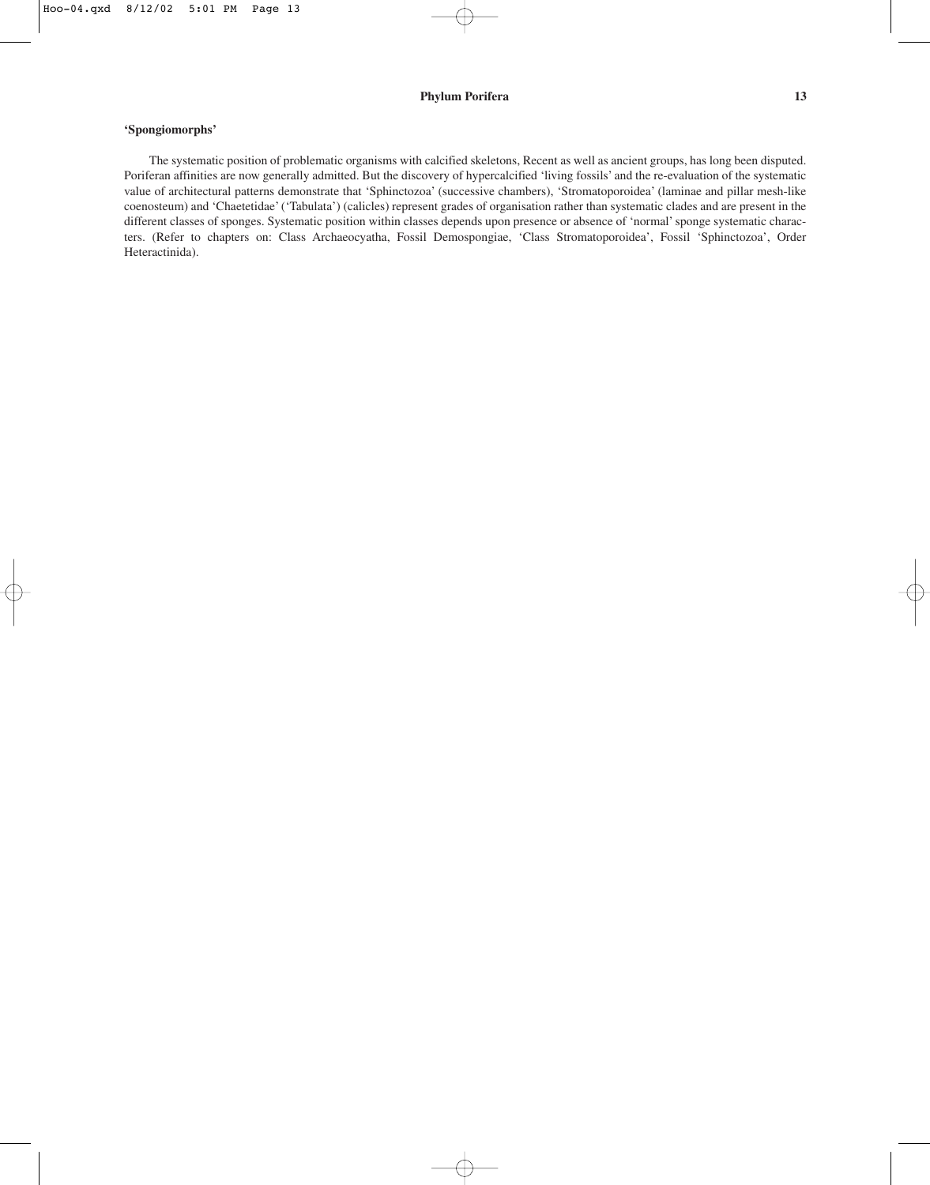**'Spongiomorphs'**

The systematic position of problematic organisms with calcified skeletons, Recent as well as ancient groups, has long been disputed. Poriferan affinities are now generally admitted. But the discovery of hypercalcified 'living fossils' and the re-evaluation of the systematic value of architectural patterns demonstrate that 'Sphinctozoa' (successive chambers), 'Stromatoporoidea' (laminae and pillar mesh-like coenosteum) and 'Chaetetidae' ('Tabulata') (calicles) represent grades of organisation rather than systematic clades and are present in the different classes of sponges. Systematic position within classes depends upon presence or absence of 'normal' sponge systematic characters. (Refer to chapters on: Class Archaeocyatha, Fossil Demospongiae, 'Class Stromatoporoidea', Fossil 'Sphinctozoa', Order Heteractinida).